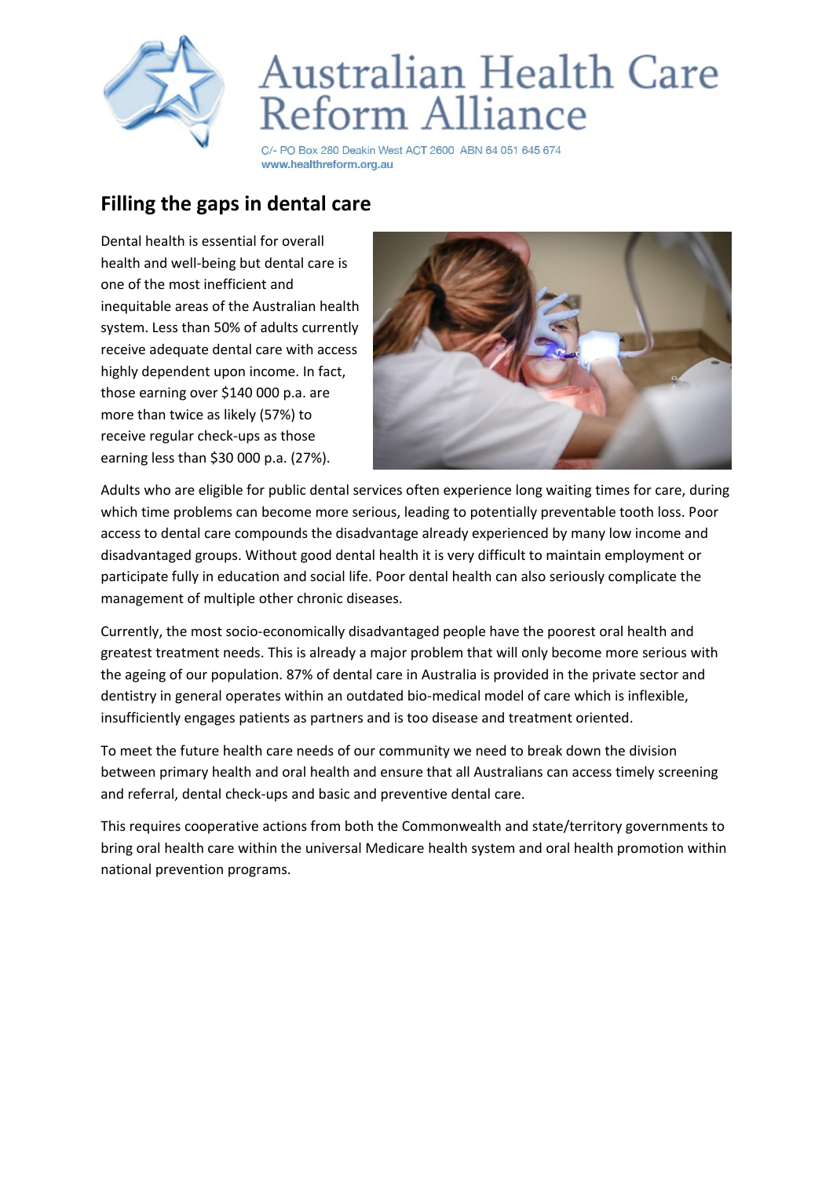# Australian Health Care Reform Alliance

C/- PO Box 280 Deakin West ACT 2600 ABN 64 051 645 674
www.healthreform.org.au

## Filling the gaps in dental care

Dental health is essential for overall health and well-being but dental care is one of the most inefficient and inequitable areas of the Australian health system. Less than 50% of adults currently receive adequate dental care with access highly dependent upon income. In fact, those earning over $140 000 p.a. are more than twice as likely (57%) to receive regular check-ups as those earning less than $30 000 p.a. (27%).

Adults who are eligible for public dental services often experience long waiting times for care, during which time problems can become more serious, leading to potentially preventable tooth loss. Poor access to dental care compounds the disadvantage already experienced by many low income and disadvantaged groups. Without good dental health it is very difficult to maintain employment or participate fully in education and social life. Poor dental health can also seriously complicate the management of multiple other chronic diseases.

Currently, the most socio-economically disadvantaged people have the poorest oral health and greatest treatment needs. This is already a major problem that will only become more serious with the ageing of our population. 87% of dental care in Australia is provided in the private sector and dentistry in general operates within an outdated bio-medical model of care which is inflexible, insufficiently engages patients as partners and is too disease and treatment oriented.

To meet the future health care needs of our community we need to break down the division between primary health and oral health and ensure that all Australians can access timely screening and referral, dental check-ups and basic and preventive dental care.

This requires cooperative actions from both the Commonwealth and state/territory governments to bring oral health care within the universal Medicare health system and oral health promotion within national prevention programs.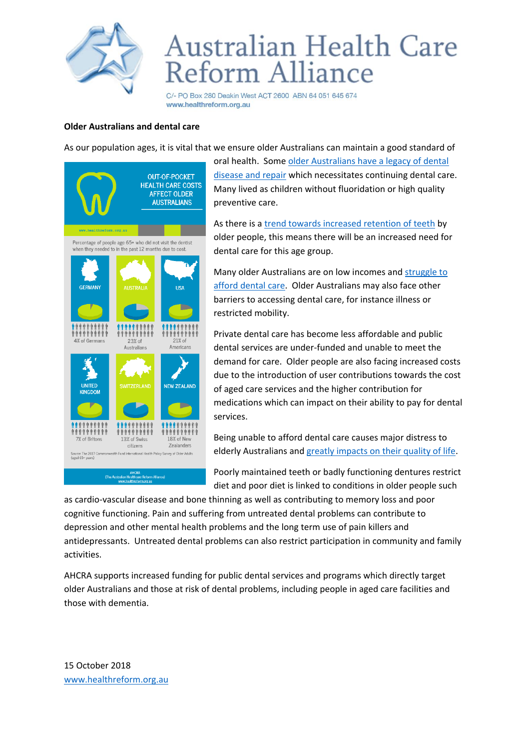# Australian Health Care Reform Alliance

C/- PO Box 280 Deakin West ACT 2600 ABN 64 051 645 674
www.healthreform.org.au

## Older Australians and dental care

As our population ages, it is vital that we ensure older Australians can maintain a good standard of oral health. Some older Australians have a legacy of dental disease and repair which necessitates continuing dental care. Many lived as children without fluoridation or high quality preventive care.

OUT-OF-POCKET HEALTH CARE COSTS AFFECT OLDER AUSTRALIANS

www.healthreform.org.au

Percentage of people age 65+ who did not visit the dentist when they needed to in the past 12 months due to cost.

GERMANY
4% of Germans

AUSTRALIA
23% of Australians

USA
21% of Americans

UNITED KINGDOM
7% of Britons

SWITZERLAND
13% of Swiss citizens

NEW ZEALAND
18% of New Zealanders

Source: The 2017 Commonwealth Fund International Health Policy Survey of Older Adults (aged 65+ years)

AHCRA
(The Australian Healthcare Reform Alliance)
www.healthreform.org.au

As there is a trend towards increased retention of teeth by older people, this means there will be an increased need for dental care for this age group.

Many older Australians are on low incomes and struggle to afford dental care. Older Australians may also face other barriers to accessing dental care, for instance illness or restricted mobility.

Private dental care has become less affordable and public dental services are under-funded and unable to meet the demand for care. Older people are also facing increased costs due to the introduction of user contributions towards the cost of aged care services and the higher contribution for medications which can impact on their ability to pay for dental services.

Being unable to afford dental care causes major distress to elderly Australians and greatly impacts on their quality of life.

Poorly maintained teeth or badly functioning dentures restrict diet and poor diet is linked to conditions in older people such as cardio-vascular disease and bone thinning as well as contributing to memory loss and poor cognitive functioning. Pain and suffering from untreated dental problems can contribute to depression and other mental health problems and the long term use of pain killers and antidepressants. Untreated dental problems can also restrict participation in community and family activities.

AHCRA supports increased funding for public dental services and programs which directly target older Australians and those at risk of dental problems, including people in aged care facilities and those with dementia.

15 October 2018
www.healthreform.org.au